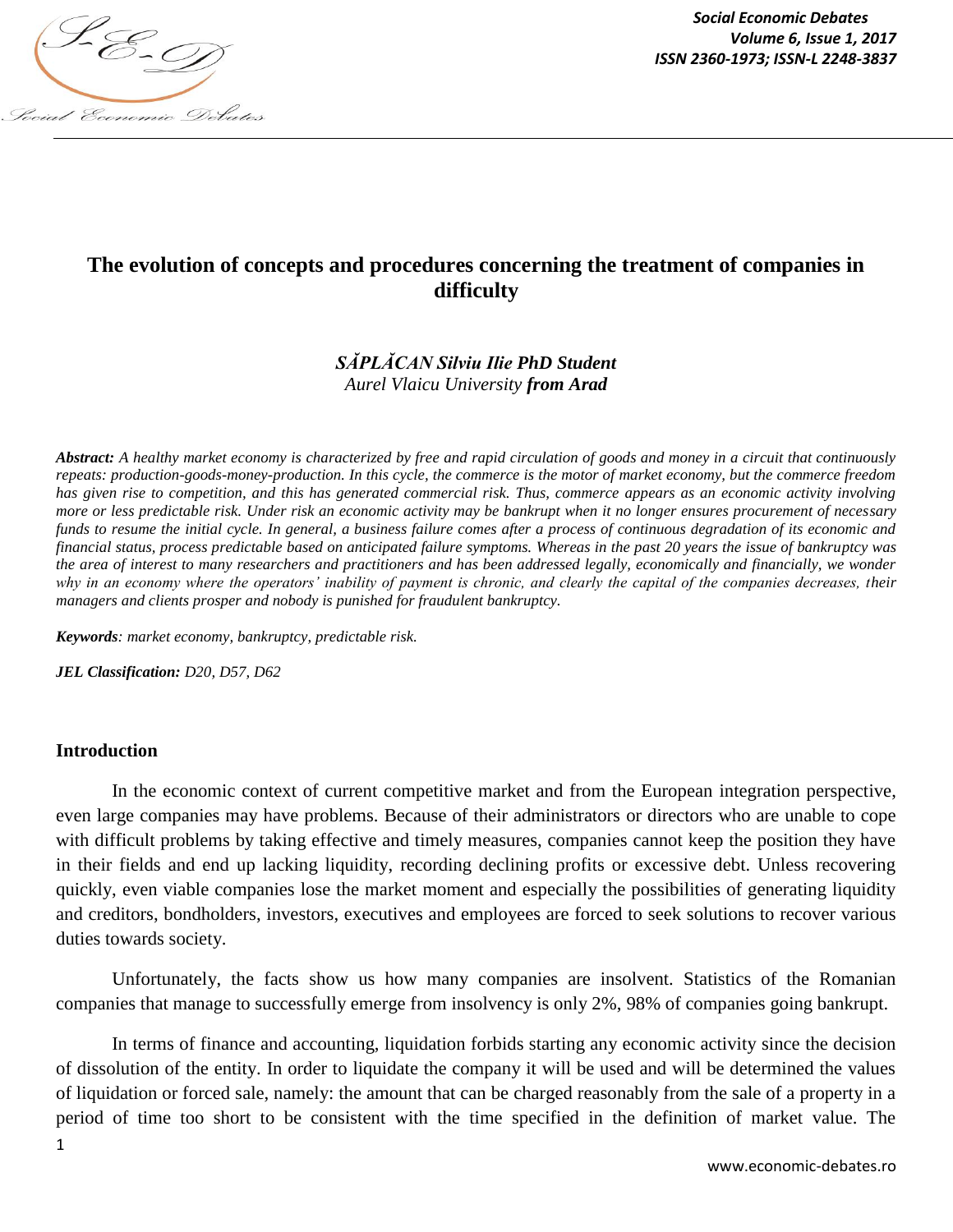# The evolution of concepts and procedures concerning the treatment of companies in difficulty

***SĂPLĂCAN Silviu Ilie PhD Student***
*Aurel Vlaicu University **from Arad***

***Abstract:*** *A healthy market economy is characterized by free and rapid circulation of goods and money in a circuit that continuously repeats: production-goods-money-production. In this cycle, the commerce is the motor of market economy, but the commerce freedom has given rise to competition, and this has generated commercial risk. Thus, commerce appears as an economic activity involving more or less predictable risk. Under risk an economic activity may be bankrupt when it no longer ensures procurement of necessary funds to resume the initial cycle. In general, a business failure comes after a process of continuous degradation of its economic and financial status, process predictable based on anticipated failure symptoms. Whereas in the past 20 years the issue of bankruptcy was the area of interest to many researchers and practitioners and has been addressed legally, economically and financially, we wonder why in an economy where the operators' inability of payment is chronic, and clearly the capital of the companies decreases, their managers and clients prosper and nobody is punished for fraudulent bankruptcy.*

***Keywords****: market economy, bankruptcy, predictable risk.*

***JEL Classification:*** *D20, D57, D62*

## Introduction

In the economic context of current competitive market and from the European integration perspective, even large companies may have problems. Because of their administrators or directors who are unable to cope with difficult problems by taking effective and timely measures, companies cannot keep the position they have in their fields and end up lacking liquidity, recording declining profits or excessive debt. Unless recovering quickly, even viable companies lose the market moment and especially the possibilities of generating liquidity and creditors, bondholders, investors, executives and employees are forced to seek solutions to recover various duties towards society.

Unfortunately, the facts show us how many companies are insolvent. Statistics of the Romanian companies that manage to successfully emerge from insolvency is only 2%, 98% of companies going bankrupt.

In terms of finance and accounting, liquidation forbids starting any economic activity since the decision of dissolution of the entity. In order to liquidate the company it will be used and will be determined the values of liquidation or forced sale, namely: the amount that can be charged reasonably from the sale of a property in a period of time too short to be consistent with the time specified in the definition of market value. The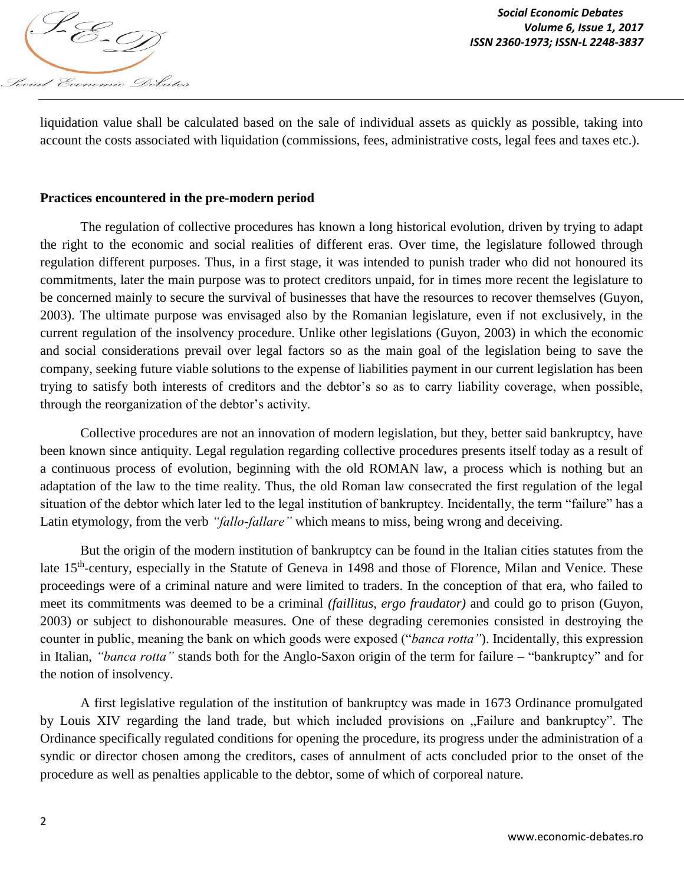liquidation value shall be calculated based on the sale of individual assets as quickly as possible, taking into account the costs associated with liquidation (commissions, fees, administrative costs, legal fees and taxes etc.).

**Practices encountered in the pre-modern period**

The regulation of collective procedures has known a long historical evolution, driven by trying to adapt the right to the economic and social realities of different eras. Over time, the legislature followed through regulation different purposes. Thus, in a first stage, it was intended to punish trader who did not honoured its commitments, later the main purpose was to protect creditors unpaid, for in times more recent the legislature to be concerned mainly to secure the survival of businesses that have the resources to recover themselves (Guyon, 2003). The ultimate purpose was envisaged also by the Romanian legislature, even if not exclusively, in the current regulation of the insolvency procedure. Unlike other legislations (Guyon, 2003) in which the economic and social considerations prevail over legal factors so as the main goal of the legislation being to save the company, seeking future viable solutions to the expense of liabilities payment in our current legislation has been trying to satisfy both interests of creditors and the debtor's so as to carry liability coverage, when possible, through the reorganization of the debtor's activity.

Collective procedures are not an innovation of modern legislation, but they, better said bankruptcy, have been known since antiquity. Legal regulation regarding collective procedures presents itself today as a result of a continuous process of evolution, beginning with the old ROMAN law, a process which is nothing but an adaptation of the law to the time reality. Thus, the old Roman law consecrated the first regulation of the legal situation of the debtor which later led to the legal institution of bankruptcy. Incidentally, the term "failure" has a Latin etymology, from the verb *"fallo-fallare"* which means to miss, being wrong and deceiving.

But the origin of the modern institution of bankruptcy can be found in the Italian cities statutes from the late 15th-century, especially in the Statute of Geneva in 1498 and those of Florence, Milan and Venice. These proceedings were of a criminal nature and were limited to traders. In the conception of that era, who failed to meet its commitments was deemed to be a criminal *(faillitus, ergo fraudator)* and could go to prison (Guyon, 2003) or subject to dishonourable measures. One of these degrading ceremonies consisted in destroying the counter in public, meaning the bank on which goods were exposed ("*banca rotta"*). Incidentally, this expression in Italian, *"banca rotta"* stands both for the Anglo-Saxon origin of the term for failure – "bankruptcy" and for the notion of insolvency.

A first legislative regulation of the institution of bankruptcy was made in 1673 Ordinance promulgated by Louis XIV regarding the land trade, but which included provisions on „Failure and bankruptcy". The Ordinance specifically regulated conditions for opening the procedure, its progress under the administration of a syndic or director chosen among the creditors, cases of annulment of acts concluded prior to the onset of the procedure as well as penalties applicable to the debtor, some of which of corporeal nature.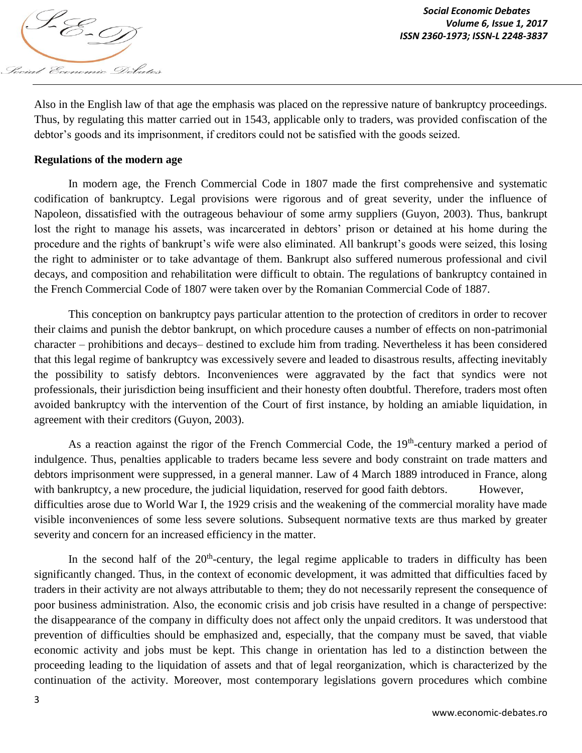Also in the English law of that age the emphasis was placed on the repressive nature of bankruptcy proceedings. Thus, by regulating this matter carried out in 1543, applicable only to traders, was provided confiscation of the debtor's goods and its imprisonment, if creditors could not be satisfied with the goods seized.

**Regulations of the modern age**

In modern age, the French Commercial Code in 1807 made the first comprehensive and systematic codification of bankruptcy. Legal provisions were rigorous and of great severity, under the influence of Napoleon, dissatisfied with the outrageous behaviour of some army suppliers (Guyon, 2003). Thus, bankrupt lost the right to manage his assets, was incarcerated in debtors' prison or detained at his home during the procedure and the rights of bankrupt's wife were also eliminated. All bankrupt's goods were seized, this losing the right to administer or to take advantage of them. Bankrupt also suffered numerous professional and civil decays, and composition and rehabilitation were difficult to obtain. The regulations of bankruptcy contained in the French Commercial Code of 1807 were taken over by the Romanian Commercial Code of 1887.

This conception on bankruptcy pays particular attention to the protection of creditors in order to recover their claims and punish the debtor bankrupt, on which procedure causes a number of effects on non-patrimonial character – prohibitions and decays– destined to exclude him from trading. Nevertheless it has been considered that this legal regime of bankruptcy was excessively severe and leaded to disastrous results, affecting inevitably the possibility to satisfy debtors. Inconveniences were aggravated by the fact that syndics were not professionals, their jurisdiction being insufficient and their honesty often doubtful. Therefore, traders most often avoided bankruptcy with the intervention of the Court of first instance, by holding an amiable liquidation, in agreement with their creditors (Guyon, 2003).

As a reaction against the rigor of the French Commercial Code, the 19th-century marked a period of indulgence. Thus, penalties applicable to traders became less severe and body constraint on trade matters and debtors imprisonment were suppressed, in a general manner. Law of 4 March 1889 introduced in France, along with bankruptcy, a new procedure, the judicial liquidation, reserved for good faith debtors. However, difficulties arose due to World War I, the 1929 crisis and the weakening of the commercial morality have made visible inconveniences of some less severe solutions. Subsequent normative texts are thus marked by greater severity and concern for an increased efficiency in the matter.

In the second half of the 20th-century, the legal regime applicable to traders in difficulty has been significantly changed. Thus, in the context of economic development, it was admitted that difficulties faced by traders in their activity are not always attributable to them; they do not necessarily represent the consequence of poor business administration. Also, the economic crisis and job crisis have resulted in a change of perspective: the disappearance of the company in difficulty does not affect only the unpaid creditors. It was understood that prevention of difficulties should be emphasized and, especially, that the company must be saved, that viable economic activity and jobs must be kept. This change in orientation has led to a distinction between the proceeding leading to the liquidation of assets and that of legal reorganization, which is characterized by the continuation of the activity. Moreover, most contemporary legislations govern procedures which combine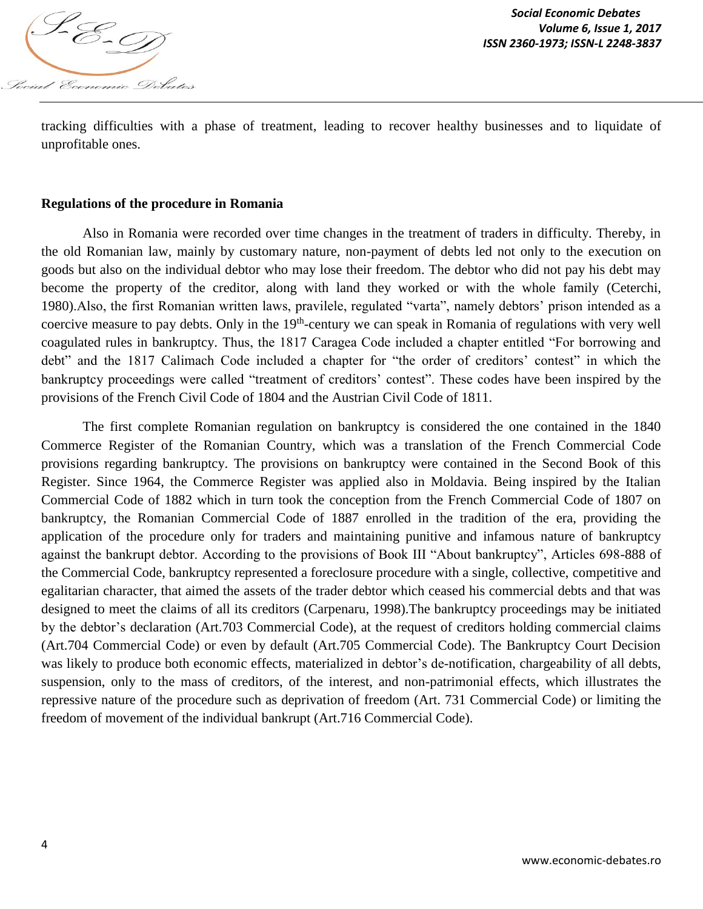tracking difficulties with a phase of treatment, leading to recover healthy businesses and to liquidate of unprofitable ones.

## Regulations of the procedure in Romania

Also in Romania were recorded over time changes in the treatment of traders in difficulty. Thereby, in the old Romanian law, mainly by customary nature, non-payment of debts led not only to the execution on goods but also on the individual debtor who may lose their freedom. The debtor who did not pay his debt may become the property of the creditor, along with land they worked or with the whole family (Ceterchi, 1980).Also, the first Romanian written laws, pravilele, regulated "varta", namely debtors' prison intended as a coercive measure to pay debts. Only in the 19th-century we can speak in Romania of regulations with very well coagulated rules in bankruptcy. Thus, the 1817 Caragea Code included a chapter entitled "For borrowing and debt" and the 1817 Calimach Code included a chapter for "the order of creditors' contest" in which the bankruptcy proceedings were called "treatment of creditors' contest". These codes have been inspired by the provisions of the French Civil Code of 1804 and the Austrian Civil Code of 1811.

The first complete Romanian regulation on bankruptcy is considered the one contained in the 1840 Commerce Register of the Romanian Country, which was a translation of the French Commercial Code provisions regarding bankruptcy. The provisions on bankruptcy were contained in the Second Book of this Register. Since 1964, the Commerce Register was applied also in Moldavia. Being inspired by the Italian Commercial Code of 1882 which in turn took the conception from the French Commercial Code of 1807 on bankruptcy, the Romanian Commercial Code of 1887 enrolled in the tradition of the era, providing the application of the procedure only for traders and maintaining punitive and infamous nature of bankruptcy against the bankrupt debtor. According to the provisions of Book III "About bankruptcy", Articles 698-888 of the Commercial Code, bankruptcy represented a foreclosure procedure with a single, collective, competitive and egalitarian character, that aimed the assets of the trader debtor which ceased his commercial debts and that was designed to meet the claims of all its creditors (Carpenaru, 1998).The bankruptcy proceedings may be initiated by the debtor's declaration (Art.703 Commercial Code), at the request of creditors holding commercial claims (Art.704 Commercial Code) or even by default (Art.705 Commercial Code). The Bankruptcy Court Decision was likely to produce both economic effects, materialized in debtor's de-notification, chargeability of all debts, suspension, only to the mass of creditors, of the interest, and non-patrimonial effects, which illustrates the repressive nature of the procedure such as deprivation of freedom (Art. 731 Commercial Code) or limiting the freedom of movement of the individual bankrupt (Art.716 Commercial Code).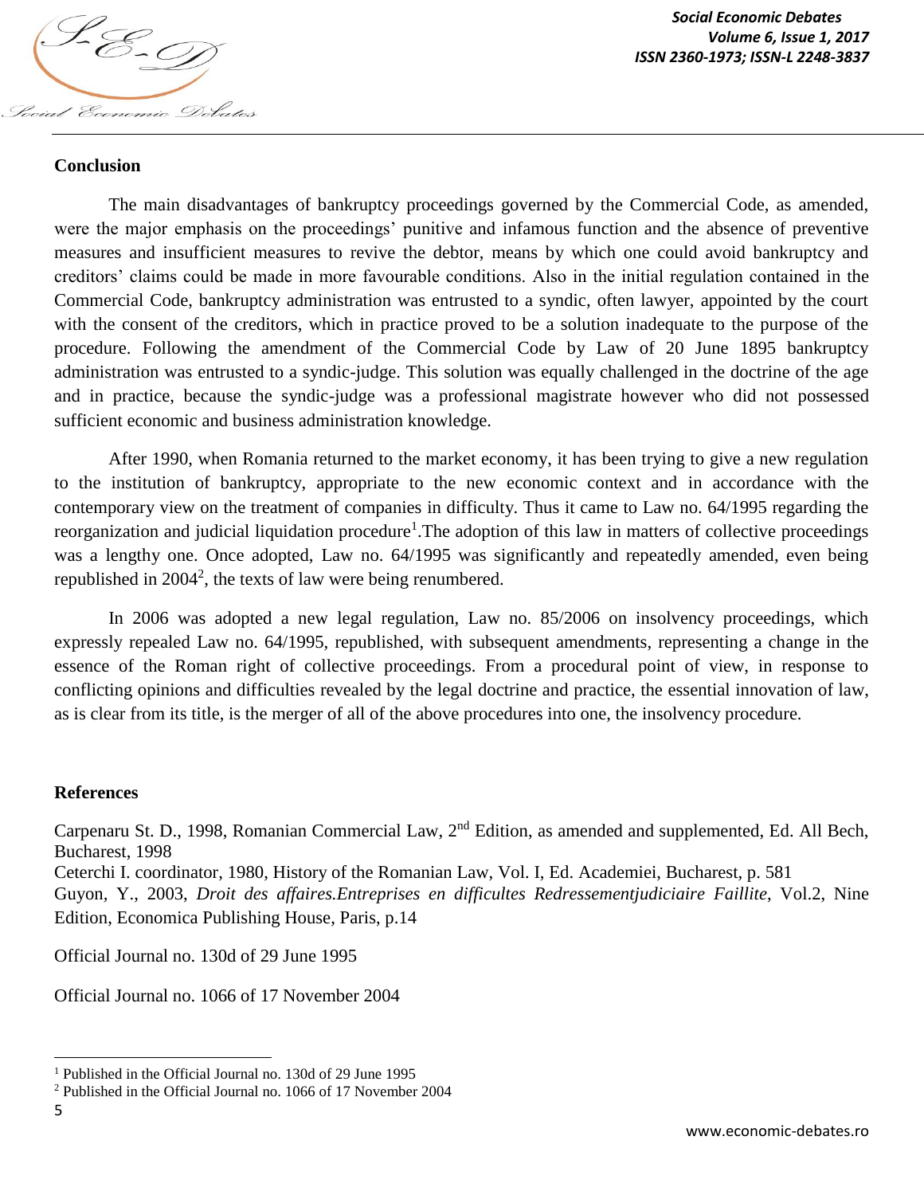## Conclusion

The main disadvantages of bankruptcy proceedings governed by the Commercial Code, as amended, were the major emphasis on the proceedings' punitive and infamous function and the absence of preventive measures and insufficient measures to revive the debtor, means by which one could avoid bankruptcy and creditors' claims could be made in more favourable conditions. Also in the initial regulation contained in the Commercial Code, bankruptcy administration was entrusted to a syndic, often lawyer, appointed by the court with the consent of the creditors, which in practice proved to be a solution inadequate to the purpose of the procedure. Following the amendment of the Commercial Code by Law of 20 June 1895 bankruptcy administration was entrusted to a syndic-judge. This solution was equally challenged in the doctrine of the age and in practice, because the syndic-judge was a professional magistrate however who did not possessed sufficient economic and business administration knowledge.

After 1990, when Romania returned to the market economy, it has been trying to give a new regulation to the institution of bankruptcy, appropriate to the new economic context and in accordance with the contemporary view on the treatment of companies in difficulty. Thus it came to Law no. 64/1995 regarding the reorganization and judicial liquidation procedure[1].The adoption of this law in matters of collective proceedings was a lengthy one. Once adopted, Law no. 64/1995 was significantly and repeatedly amended, even being republished in 2004[2], the texts of law were being renumbered.

In 2006 was adopted a new legal regulation, Law no. 85/2006 on insolvency proceedings, which expressly repealed Law no. 64/1995, republished, with subsequent amendments, representing a change in the essence of the Roman right of collective proceedings. From a procedural point of view, in response to conflicting opinions and difficulties revealed by the legal doctrine and practice, the essential innovation of law, as is clear from its title, is the merger of all of the above procedures into one, the insolvency procedure.

## References

Carpenaru St. D., 1998, Romanian Commercial Law, 2nd Edition, as amended and supplemented, Ed. All Bech, Bucharest, 1998

Ceterchi I. coordinator, 1980, History of the Romanian Law, Vol. I, Ed. Academiei, Bucharest, p. 581

Guyon, Y., 2003, *Droit des affaires.Entreprises en difficultes Redressementjudiciaire Faillite*, Vol.2, Nine Edition, Economica Publishing House, Paris, p.14

Official Journal no. 130d of 29 June 1995

Official Journal no. 1066 of 17 November 2004

---

[1] Published in the Official Journal no. 130d of 29 June 1995

[2] Published in the Official Journal no. 1066 of 17 November 2004